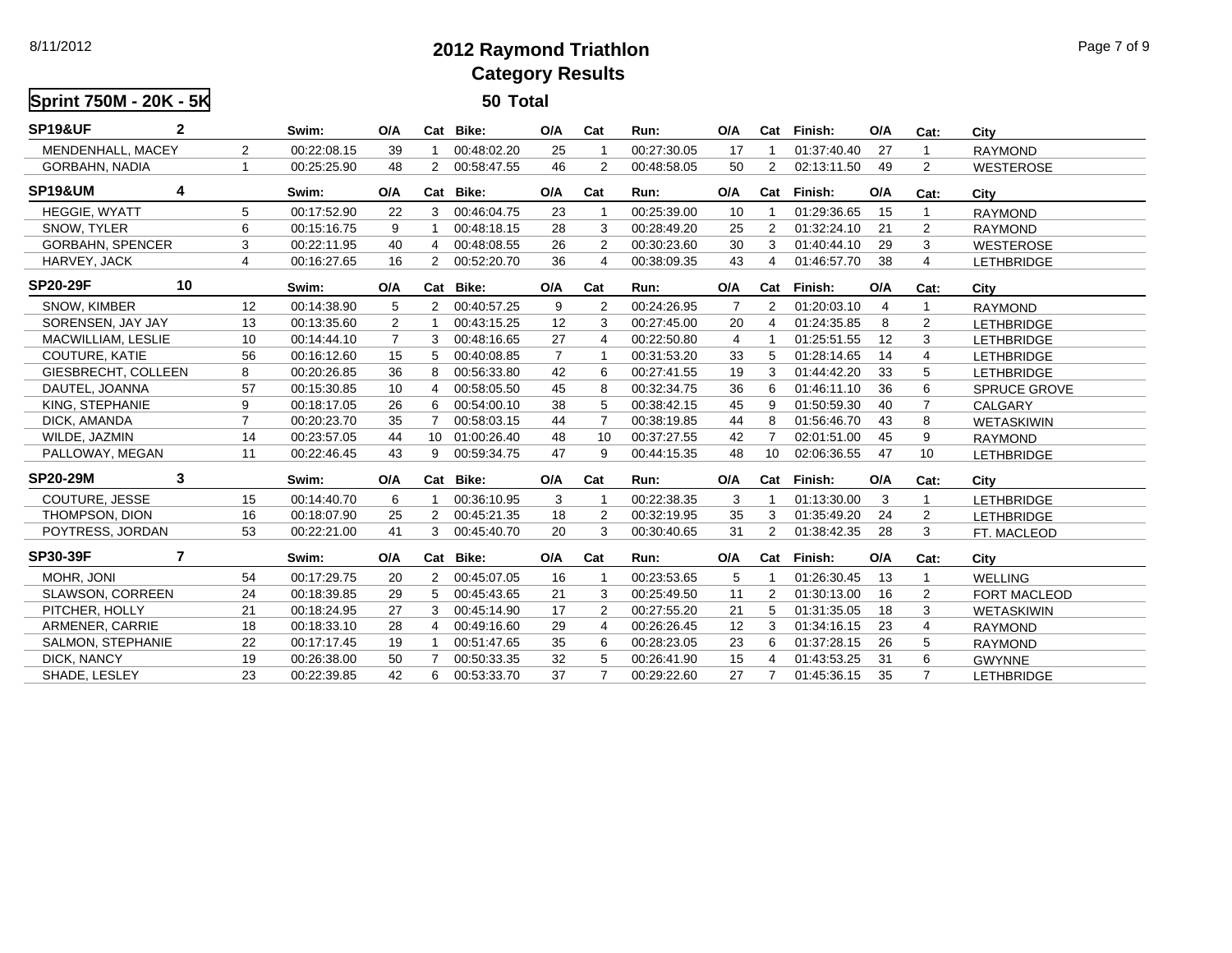# 2012 Raymond Triathlon

## Category Results

**Sprint 750M - 20K - 5K** — **50 Total**

| SP19&UF | 2 | Swim: | O/A | Cat | Bike: | O/A | Cat | Run: | O/A | Cat | Finish: | O/A | Cat: | City |
|---|---|---|---|---|---|---|---|---|---|---|---|---|---|---|
| MENDENHALL, MACEY | 2 | 00:22:08.15 | 39 | 1 | 00:48:02.20 | 25 | 1 | 00:27:30.05 | 17 | 1 | 01:37:40.40 | 27 | 1 | RAYMOND |
| GORBAHN, NADIA | 1 | 00:25:25.90 | 48 | 2 | 00:58:47.55 | 46 | 2 | 00:48:58.05 | 50 | 2 | 02:13:11.50 | 49 | 2 | WESTEROSE |

| SP19&UM | 4 | Swim: | O/A | Cat | Bike: | O/A | Cat | Run: | O/A | Cat | Finish: | O/A | Cat: | City |
|---|---|---|---|---|---|---|---|---|---|---|---|---|---|---|
| HEGGIE, WYATT | 5 | 00:17:52.90 | 22 | 3 | 00:46:04.75 | 23 | 1 | 00:25:39.00 | 10 | 1 | 01:29:36.65 | 15 | 1 | RAYMOND |
| SNOW, TYLER | 6 | 00:15:16.75 | 9 | 1 | 00:48:18.15 | 28 | 3 | 00:28:49.20 | 25 | 2 | 01:32:24.10 | 21 | 2 | RAYMOND |
| GORBAHN, SPENCER | 3 | 00:22:11.95 | 40 | 4 | 00:48:08.55 | 26 | 2 | 00:30:23.60 | 30 | 3 | 01:40:44.10 | 29 | 3 | WESTEROSE |
| HARVEY, JACK | 4 | 00:16:27.65 | 16 | 2 | 00:52:20.70 | 36 | 4 | 00:38:09.35 | 43 | 4 | 01:46:57.70 | 38 | 4 | LETHBRIDGE |

| SP20-29F | 10 | Swim: | O/A | Cat | Bike: | O/A | Cat | Run: | O/A | Cat | Finish: | O/A | Cat: | City |
|---|---|---|---|---|---|---|---|---|---|---|---|---|---|---|
| SNOW, KIMBER | 12 | 00:14:38.90 | 5 | 2 | 00:40:57.25 | 9 | 2 | 00:24:26.95 | 7 | 2 | 01:20:03.10 | 4 | 1 | RAYMOND |
| SORENSEN, JAY JAY | 13 | 00:13:35.60 | 2 | 1 | 00:43:15.25 | 12 | 3 | 00:27:45.00 | 20 | 4 | 01:24:35.85 | 8 | 2 | LETHBRIDGE |
| MACWILLIAM, LESLIE | 10 | 00:14:44.10 | 7 | 3 | 00:48:16.65 | 27 | 4 | 00:22:50.80 | 4 | 1 | 01:25:51.55 | 12 | 3 | LETHBRIDGE |
| COUTURE, KATIE | 56 | 00:16:12.60 | 15 | 5 | 00:40:08.85 | 7 | 1 | 00:31:53.20 | 33 | 5 | 01:28:14.65 | 14 | 4 | LETHBRIDGE |
| GIESBRECHT, COLLEEN | 8 | 00:20:26.85 | 36 | 8 | 00:56:33.80 | 42 | 6 | 00:27:41.55 | 19 | 3 | 01:44:42.20 | 33 | 5 | LETHBRIDGE |
| DAUTEL, JOANNA | 57 | 00:15:30.85 | 10 | 4 | 00:58:05.50 | 45 | 8 | 00:32:34.75 | 36 | 6 | 01:46:11.10 | 36 | 6 | SPRUCE GROVE |
| KING, STEPHANIE | 9 | 00:18:17.05 | 26 | 6 | 00:54:00.10 | 38 | 5 | 00:38:42.15 | 45 | 9 | 01:50:59.30 | 40 | 7 | CALGARY |
| DICK, AMANDA | 7 | 00:20:23.70 | 35 | 7 | 00:58:03.15 | 44 | 7 | 00:38:19.85 | 44 | 8 | 01:56:46.70 | 43 | 8 | WETASKIWIN |
| WILDE, JAZMIN | 14 | 00:23:57.05 | 44 | 10 | 01:00:26.40 | 48 | 10 | 00:37:27.55 | 42 | 7 | 02:01:51.00 | 45 | 9 | RAYMOND |
| PALLOWAY, MEGAN | 11 | 00:22:46.45 | 43 | 9 | 00:59:34.75 | 47 | 9 | 00:44:15.35 | 48 | 10 | 02:06:36.55 | 47 | 10 | LETHBRIDGE |

| SP20-29M | 3 | Swim: | O/A | Cat | Bike: | O/A | Cat | Run: | O/A | Cat | Finish: | O/A | Cat: | City |
|---|---|---|---|---|---|---|---|---|---|---|---|---|---|---|
| COUTURE, JESSE | 15 | 00:14:40.70 | 6 | 1 | 00:36:10.95 | 3 | 1 | 00:22:38.35 | 3 | 1 | 01:13:30.00 | 3 | 1 | LETHBRIDGE |
| THOMPSON, DION | 16 | 00:18:07.90 | 25 | 2 | 00:45:21.35 | 18 | 2 | 00:32:19.95 | 35 | 3 | 01:35:49.20 | 24 | 2 | LETHBRIDGE |
| POYTRESS, JORDAN | 53 | 00:22:21.00 | 41 | 3 | 00:45:40.70 | 20 | 3 | 00:30:40.65 | 31 | 2 | 01:38:42.35 | 28 | 3 | FT. MACLEOD |

| SP30-39F | 7 | Swim: | O/A | Cat | Bike: | O/A | Cat | Run: | O/A | Cat | Finish: | O/A | Cat: | City |
|---|---|---|---|---|---|---|---|---|---|---|---|---|---|---|
| MOHR, JONI | 54 | 00:17:29.75 | 20 | 2 | 00:45:07.05 | 16 | 1 | 00:23:53.65 | 5 | 1 | 01:26:30.45 | 13 | 1 | WELLING |
| SLAWSON, CORREEN | 24 | 00:18:39.85 | 29 | 5 | 00:45:43.65 | 21 | 3 | 00:25:49.50 | 11 | 2 | 01:30:13.00 | 16 | 2 | FORT MACLEOD |
| PITCHER, HOLLY | 21 | 00:18:24.95 | 27 | 3 | 00:45:14.90 | 17 | 2 | 00:27:55.20 | 21 | 5 | 01:31:35.05 | 18 | 3 | WETASKIWIN |
| ARMENER, CARRIE | 18 | 00:18:33.10 | 28 | 4 | 00:49:16.60 | 29 | 4 | 00:26:26.45 | 12 | 3 | 01:34:16.15 | 23 | 4 | RAYMOND |
| SALMON, STEPHANIE | 22 | 00:17:17.45 | 19 | 1 | 00:51:47.65 | 35 | 6 | 00:28:23.05 | 23 | 6 | 01:37:28.15 | 26 | 5 | RAYMOND |
| DICK, NANCY | 19 | 00:26:38.00 | 50 | 7 | 00:50:33.35 | 32 | 5 | 00:26:41.90 | 15 | 4 | 01:43:53.25 | 31 | 6 | GWYNNE |
| SHADE, LESLEY | 23 | 00:22:39.85 | 42 | 6 | 00:53:33.70 | 37 | 7 | 00:29:22.60 | 27 | 7 | 01:45:36.15 | 35 | 7 | LETHBRIDGE |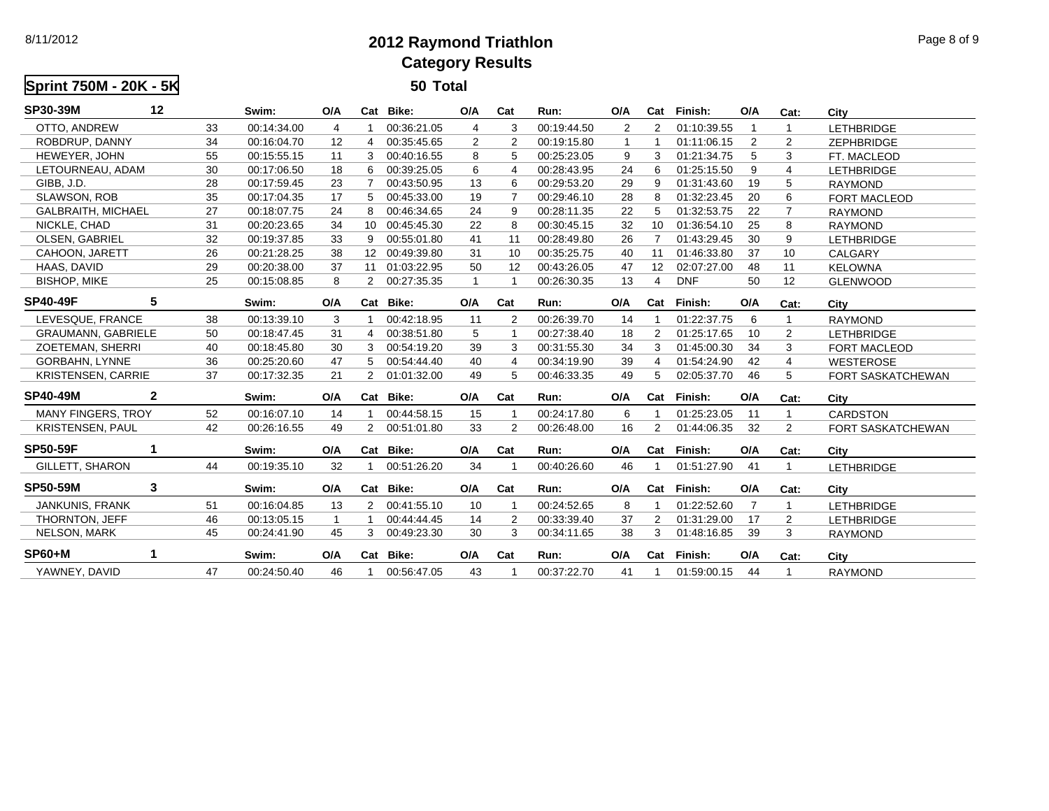# 2012 Raymond Triathlon

## Category Results

**Sprint 750M - 20K - 5K** — **50 Total**

| SP30-39M | 12 | Swim: | O/A | Cat | Bike: | O/A | Cat | Run: | O/A | Cat | Finish: | O/A | Cat: | City |
|---|---|---|---|---|---|---|---|---|---|---|---|---|---|---|
| OTTO, ANDREW | 33 | 00:14:34.00 | 4 | 1 | 00:36:21.05 | 4 | 3 | 00:19:44.50 | 2 | 2 | 01:10:39.55 | 1 | 1 | LETHBRIDGE |
| ROBDRUP, DANNY | 34 | 00:16:04.70 | 12 | 4 | 00:35:45.65 | 2 | 2 | 00:19:15.80 | 1 | 1 | 01:11:06.15 | 2 | 2 | ZEPHBRIDGE |
| HEWEYER, JOHN | 55 | 00:15:55.15 | 11 | 3 | 00:40:16.55 | 8 | 5 | 00:25:23.05 | 9 | 3 | 01:21:34.75 | 5 | 3 | FT. MACLEOD |
| LETOURNEAU, ADAM | 30 | 00:17:06.50 | 18 | 6 | 00:39:25.05 | 6 | 4 | 00:28:43.95 | 24 | 6 | 01:25:15.50 | 9 | 4 | LETHBRIDGE |
| GIBB, J.D. | 28 | 00:17:59.45 | 23 | 7 | 00:43:50.95 | 13 | 6 | 00:29:53.20 | 29 | 9 | 01:31:43.60 | 19 | 5 | RAYMOND |
| SLAWSON, ROB | 35 | 00:17:04.35 | 17 | 5 | 00:45:33.00 | 19 | 7 | 00:29:46.10 | 28 | 8 | 01:32:23.45 | 20 | 6 | FORT MACLEOD |
| GALBRAITH, MICHAEL | 27 | 00:18:07.75 | 24 | 8 | 00:46:34.65 | 24 | 9 | 00:28:11.35 | 22 | 5 | 01:32:53.75 | 22 | 7 | RAYMOND |
| NICKLE, CHAD | 31 | 00:20:23.65 | 34 | 10 | 00:45:45.30 | 22 | 8 | 00:30:45.15 | 32 | 10 | 01:36:54.10 | 25 | 8 | RAYMOND |
| OLSEN, GABRIEL | 32 | 00:19:37.85 | 33 | 9 | 00:55:01.80 | 41 | 11 | 00:28:49.80 | 26 | 7 | 01:43:29.45 | 30 | 9 | LETHBRIDGE |
| CAHOON, JARETT | 26 | 00:21:28.25 | 38 | 12 | 00:49:39.80 | 31 | 10 | 00:35:25.75 | 40 | 11 | 01:46:33.80 | 37 | 10 | CALGARY |
| HAAS, DAVID | 29 | 00:20:38.00 | 37 | 11 | 01:03:22.95 | 50 | 12 | 00:43:26.05 | 47 | 12 | 02:07:27.00 | 48 | 11 | KELOWNA |
| BISHOP, MIKE | 25 | 00:15:08.85 | 8 | 2 | 00:27:35.35 | 1 | 1 | 00:26:30.35 | 13 | 4 | DNF | 50 | 12 | GLENWOOD |

| SP40-49F | 5 | Swim: | O/A | Cat | Bike: | O/A | Cat | Run: | O/A | Cat | Finish: | O/A | Cat: | City |
|---|---|---|---|---|---|---|---|---|---|---|---|---|---|---|
| LEVESQUE, FRANCE | 38 | 00:13:39.10 | 3 | 1 | 00:42:18.95 | 11 | 2 | 00:26:39.70 | 14 | 1 | 01:22:37.75 | 6 | 1 | RAYMOND |
| GRAUMANN, GABRIELE | 50 | 00:18:47.45 | 31 | 4 | 00:38:51.80 | 5 | 1 | 00:27:38.40 | 18 | 2 | 01:25:17.65 | 10 | 2 | LETHBRIDGE |
| ZOETEMAN, SHERRI | 40 | 00:18:45.80 | 30 | 3 | 00:54:19.20 | 39 | 3 | 00:31:55.30 | 34 | 3 | 01:45:00.30 | 34 | 3 | FORT MACLEOD |
| GORBAHN, LYNNE | 36 | 00:25:20.60 | 47 | 5 | 00:54:44.40 | 40 | 4 | 00:34:19.90 | 39 | 4 | 01:54:24.90 | 42 | 4 | WESTEROSE |
| KRISTENSEN, CARRIE | 37 | 00:17:32.35 | 21 | 2 | 01:01:32.00 | 49 | 5 | 00:46:33.35 | 49 | 5 | 02:05:37.70 | 46 | 5 | FORT SASKATCHEWAN |

| SP40-49M | 2 | Swim: | O/A | Cat | Bike: | O/A | Cat | Run: | O/A | Cat | Finish: | O/A | Cat: | City |
|---|---|---|---|---|---|---|---|---|---|---|---|---|---|---|
| MANY FINGERS, TROY | 52 | 00:16:07.10 | 14 | 1 | 00:44:58.15 | 15 | 1 | 00:24:17.80 | 6 | 1 | 01:25:23.05 | 11 | 1 | CARDSTON |
| KRISTENSEN, PAUL | 42 | 00:26:16.55 | 49 | 2 | 00:51:01.80 | 33 | 2 | 00:26:48.00 | 16 | 2 | 01:44:06.35 | 32 | 2 | FORT SASKATCHEWAN |

| SP50-59F | 1 | Swim: | O/A | Cat | Bike: | O/A | Cat | Run: | O/A | Cat | Finish: | O/A | Cat: | City |
|---|---|---|---|---|---|---|---|---|---|---|---|---|---|---|
| GILLETT, SHARON | 44 | 00:19:35.10 | 32 | 1 | 00:51:26.20 | 34 | 1 | 00:40:26.60 | 46 | 1 | 01:51:27.90 | 41 | 1 | LETHBRIDGE |

| SP50-59M | 3 | Swim: | O/A | Cat | Bike: | O/A | Cat | Run: | O/A | Cat | Finish: | O/A | Cat: | City |
|---|---|---|---|---|---|---|---|---|---|---|---|---|---|---|
| JANKUNIS, FRANK | 51 | 00:16:04.85 | 13 | 2 | 00:41:55.10 | 10 | 1 | 00:24:52.65 | 8 | 1 | 01:22:52.60 | 7 | 1 | LETHBRIDGE |
| THORNTON, JEFF | 46 | 00:13:05.15 | 1 | 1 | 00:44:44.45 | 14 | 2 | 00:33:39.40 | 37 | 2 | 01:31:29.00 | 17 | 2 | LETHBRIDGE |
| NELSON, MARK | 45 | 00:24:41.90 | 45 | 3 | 00:49:23.30 | 30 | 3 | 00:34:11.65 | 38 | 3 | 01:48:16.85 | 39 | 3 | RAYMOND |

| SP60+M | 1 | Swim: | O/A | Cat | Bike: | O/A | Cat | Run: | O/A | Cat | Finish: | O/A | Cat: | City |
|---|---|---|---|---|---|---|---|---|---|---|---|---|---|---|
| YAWNEY, DAVID | 47 | 00:24:50.40 | 46 | 1 | 00:56:47.05 | 43 | 1 | 00:37:22.70 | 41 | 1 | 01:59:00.15 | 44 | 1 | RAYMOND |